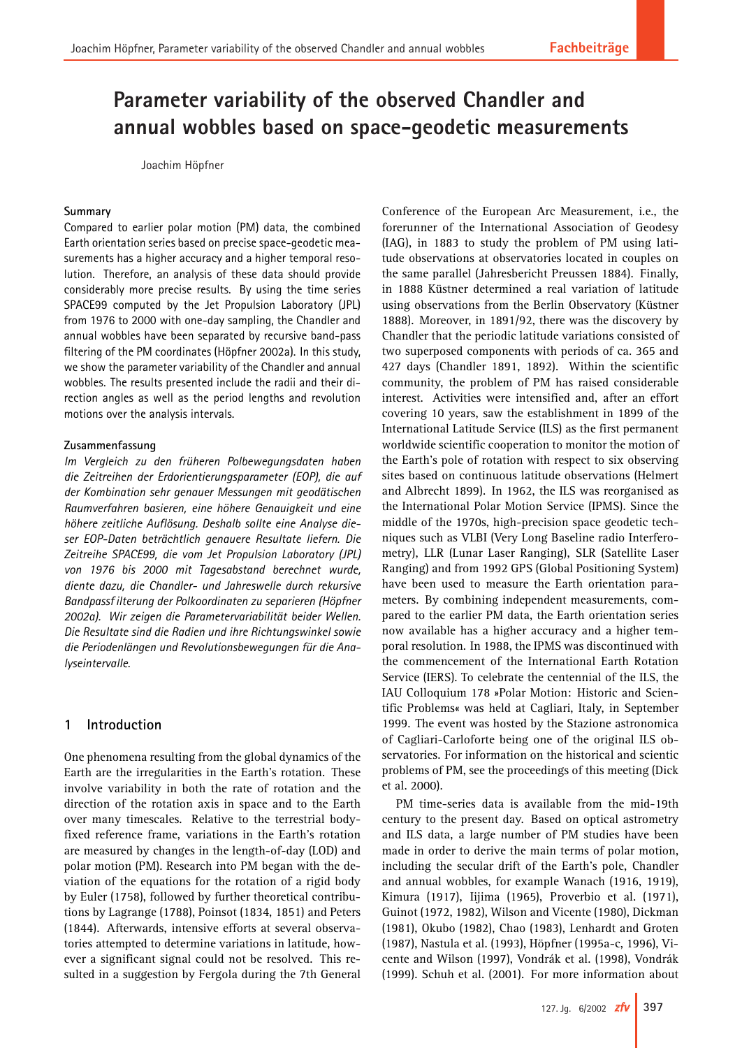# Parameter variability of the observed Chandler and annual wobbles based on space-geodetic measurements

Joachim Höpfner

### Summary

Compared to earlier polar motion (PM) data, the combined Earth orientation series based on precise space-geodetic measurements has a higher accuracy and a higher temporal resolution. Therefore, an analysis of these data should provide considerably more precise results. By using the time series SPACE99 computed by the Jet Propulsion Laboratory (JPL) from 1976 to 2000 with one-day sampling, the Chandler and annual wobbles have been separated by recursive band-pass filtering of the PM coordinates (Höpfner 2002a). In this study, we show the parameter variability of the Chandler and annual wobbles. The results presented include the radii and their direction angles as well as the period lengths and revolution motions over the analysis intervals.

### Zusammenfassung

*Im Vergleich zu den früheren Polbewegungsdaten haben die Zeitreihen der Erdorientierungsparameter (EOP), die auf der Kombination sehr genauer Messungen mit geodätischen Raumverfahren basieren, eine höhere Genauigkeit und eine höhere zeitliche Auflösung. Deshalb sollte eine Analyse dieser EOP-Daten beträchtlich genauere Resultate liefern. Die Zeitreihe SPACE99, die vom Jet Propulsion Laboratory (JPL) von 1976 bis 2000 mit Tagesabstand berechnet wurde, diente dazu, die Chandler- und Jahreswelle durch rekursive Bandpassfilterung der Polkoordinaten zu separieren (Höpfner 2002a). Wir zeigen die Parametervariabilität beider Wellen. Die Resultate sind die Radien und ihre Richtungswinkel sowie die Periodenlängen und Revolutionsbewegungen für die Analyseintervalle.*

## 1 Introduction

One phenomena resulting from the global dynamics of the Earth are the irregularities in the Earth's rotation. These involve variability in both the rate of rotation and the direction of the rotation axis in space and to the Earth over many timescales. Relative to the terrestrial body-fixed reference frame, variations in the Earth's rotation are measured by changes in the length-of-day (LOD) and polar motion (PM). Research into PM began with the deviation of the equations for the rotation of a rigid body by Euler (1758), followed by further theoretical contributions by Lagrange (1788), Poinsot (1834, 1851) and Peters (1844). Afterwards, intensive efforts at several observatories attempted to determine variations in latitude, however a significant signal could not be resolved. This resulted in a suggestion by Fergola during the 7th General Conference of the European Arc Measurement, i.e., the forerunner of the International Association of Geodesy (IAG), in 1883 to study the problem of PM using latitude observations at observatories located in couples on the same parallel (Jahresbericht Preussen 1884). Finally, in 1888 Küstner determined a real variation of latitude using observations from the Berlin Observatory (Küstner 1888). Moreover, in 1891/92, there was the discovery by Chandler that the periodic latitude variations consisted of two superposed components with periods of ca. 365 and 427 days (Chandler 1891, 1892). Within the scientific community, the problem of PM has raised considerable interest. Activities were intensified and, after an effort covering 10 years, saw the establishment in 1899 of the International Latitude Service (ILS) as the first permanent worldwide scientific cooperation to monitor the motion of the Earth's pole of rotation with respect to six observing sites based on continuous latitude observations (Helmert and Albrecht 1899). In 1962, the ILS was reorganised as the International Polar Motion Service (IPMS). Since the middle of the 1970s, high-precision space geodetic techniques such as VLBI (Very Long Baseline radio Interferometry), LLR (Lunar Laser Ranging), SLR (Satellite Laser Ranging) and from 1992 GPS (Global Positioning System) have been used to measure the Earth orientation parameters. By combining independent measurements, compared to the earlier PM data, the Earth orientation series now available has a higher accuracy and a higher temporal resolution. In 1988, the IPMS was discontinued with the commencement of the International Earth Rotation Service (IERS). To celebrate the centennial of the ILS, the IAU Colloquium 178 »Polar Motion: Historic and Scientific Problems« was held at Cagliari, Italy, in September 1999. The event was hosted by the Stazione astronomica of Cagliari-Carloforte being one of the original ILS observatories. For information on the historical and scientic problems of PM, see the proceedings of this meeting (Dick et al. 2000).

PM time-series data is available from the mid-19th century to the present day. Based on optical astrometry and ILS data, a large number of PM studies have been made in order to derive the main terms of polar motion, including the secular drift of the Earth's pole, Chandler and annual wobbles, for example Wanach (1916, 1919), Kimura (1917), Iijima (1965), Proverbio et al. (1971), Guinot (1972, 1982), Wilson and Vicente (1980), Dickman (1981), Okubo (1982), Chao (1983), Lenhardt and Groten (1987), Nastula et al. (1993), Höpfner (1995a-c, 1996), Vicente and Wilson (1997), Vondrák et al. (1998), Vondrák (1999). Schuh et al. (2001). For more information about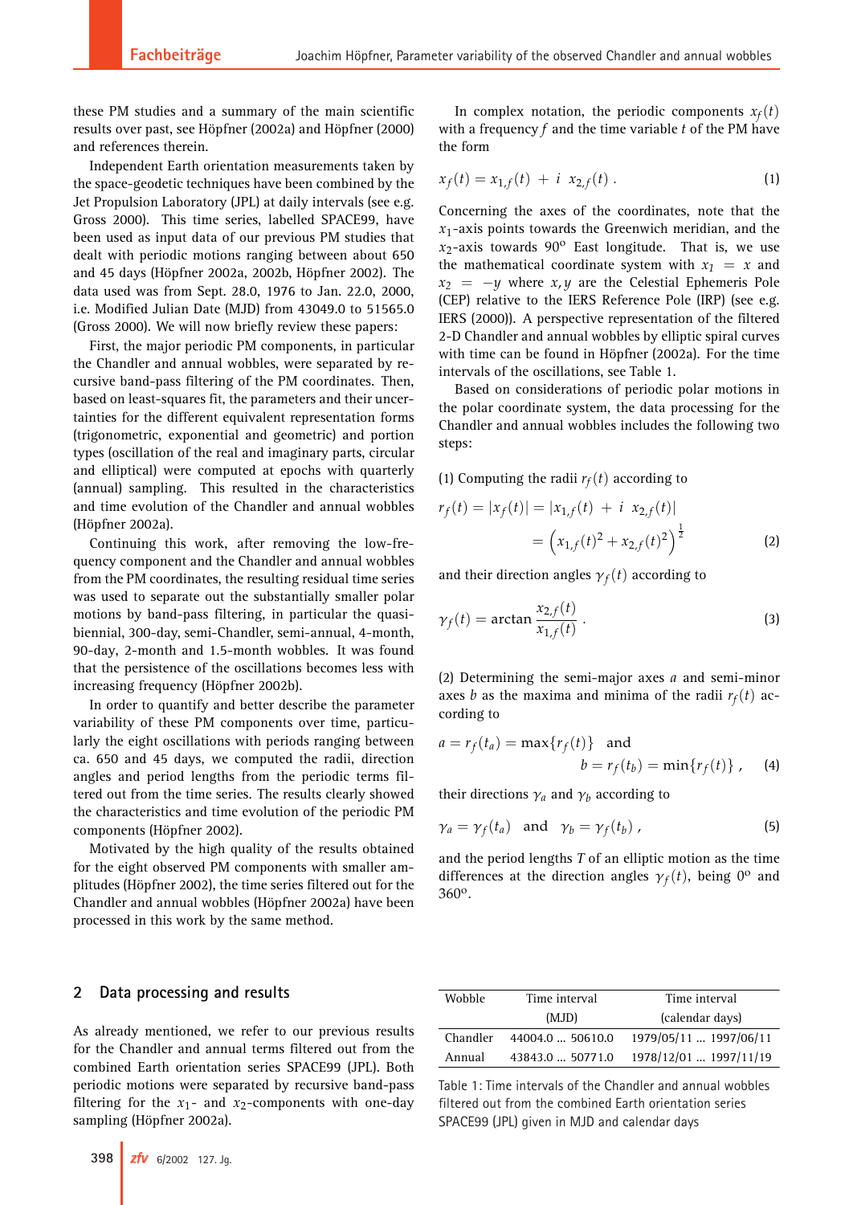these PM studies and a summary of the main scientific results over past, see Höpfner (2002a) and Höpfner (2000) and references therein.

Independent Earth orientation measurements taken by the space-geodetic techniques have been combined by the Jet Propulsion Laboratory (JPL) at daily intervals (see e.g. Gross 2000). This time series, labelled SPACE99, have been used as input data of our previous PM studies that dealt with periodic motions ranging between about 650 and 45 days (Höpfner 2002a, 2002b, Höpfner 2002). The data used was from Sept. 28.0, 1976 to Jan. 22.0, 2000, i.e. Modified Julian Date (MJD) from 43049.0 to 51565.0 (Gross 2000). We will now briefly review these papers:

First, the major periodic PM components, in particular the Chandler and annual wobbles, were separated by recursive band-pass filtering of the PM coordinates. Then, based on least-squares fit, the parameters and their uncertainties for the different equivalent representation forms (trigonometric, exponential and geometric) and portion types (oscillation of the real and imaginary parts, circular and elliptical) were computed at epochs with quarterly (annual) sampling. This resulted in the characteristics and time evolution of the Chandler and annual wobbles (Höpfner 2002a).

Continuing this work, after removing the low-frequency component and the Chandler and annual wobbles from the PM coordinates, the resulting residual time series was used to separate out the substantially smaller polar motions by band-pass filtering, in particular the quasi-biennial, 300-day, semi-Chandler, semi-annual, 4-month, 90-day, 2-month and 1.5-month wobbles. It was found that the persistence of the oscillations becomes less with increasing frequency (Höpfner 2002b).

In order to quantify and better describe the parameter variability of these PM components over time, particularly the eight oscillations with periods ranging between ca. 650 and 45 days, we computed the radii, direction angles and period lengths from the periodic terms filtered out from the time series. The results clearly showed the characteristics and time evolution of the periodic PM components (Höpfner 2002).

Motivated by the high quality of the results obtained for the eight observed PM components with smaller amplitudes (Höpfner 2002), the time series filtered out for the Chandler and annual wobbles (Höpfner 2002a) have been processed in this work by the same method.

In complex notation, the periodic components $x_f(t)$ with a frequency $f$ and the time variable $t$ of the PM have the form

$$x_f(t) = x_{1,f}(t) \; + \; i \;\; x_{2,f}(t) \; . \tag{1}$$

Concerning the axes of the coordinates, note that the $x_1$-axis points towards the Greenwich meridian, and the $x_2$-axis towards 90° East longitude. That is, we use the mathematical coordinate system with $x_1 = x$ and $x_2 = -y$ where $x, y$ are the Celestial Ephemeris Pole (CEP) relative to the IERS Reference Pole (IRP) (see e.g. IERS (2000)). A perspective representation of the filtered 2-D Chandler and annual wobbles by elliptic spiral curves with time can be found in Höpfner (2002a). For the time intervals of the oscillations, see Table 1.

Based on considerations of periodic polar motions in the polar coordinate system, the data processing for the Chandler and annual wobbles includes the following two steps:

(1) Computing the radii $r_f(t)$ according to

$$r_f(t) = |x_f(t)| = |x_{1,f}(t) \; + \; i \;\; x_{2,f}(t)| = \left(x_{1,f}(t)^2 + x_{2,f}(t)^2\right)^{\frac{1}{2}} \tag{2}$$

and their direction angles $\gamma_f(t)$ according to

$$\gamma_f(t) = \arctan \frac{x_{2,f}(t)}{x_{1,f}(t)} \; . \tag{3}$$

(2) Determining the semi-major axes $a$ and semi-minor axes $b$ as the maxima and minima of the radii $r_f(t)$ according to

$$a = r_f(t_a) = \max\{r_f(t)\} \quad \text{and} \quad b = r_f(t_b) = \min\{r_f(t)\} \; , \tag{4}$$

their directions $\gamma_a$ and $\gamma_b$ according to

$$\gamma_a = \gamma_f(t_a) \quad \text{and} \quad \gamma_b = \gamma_f(t_b) \; , \tag{5}$$

and the period lengths $T$ of an elliptic motion as the time differences at the direction angles $\gamma_f(t)$, being 0° and 360°.

## 2 Data processing and results

As already mentioned, we refer to our previous results for the Chandler and annual terms filtered out from the combined Earth orientation series SPACE99 (JPL). Both periodic motions were separated by recursive band-pass filtering for the $x_1$- and $x_2$-components with one-day sampling (Höpfner 2002a).

| Wobble | Time interval (MJD) | Time interval (calendar days) |
|---|---|---|
| Chandler | 44004.0 ... 50610.0 | 1979/05/11 ... 1997/06/11 |
| Annual | 43843.0 ... 50771.0 | 1978/12/01 ... 1997/11/19 |

Table 1: Time intervals of the Chandler and annual wobbles filtered out from the combined Earth orientation series SPACE99 (JPL) given in MJD and calendar days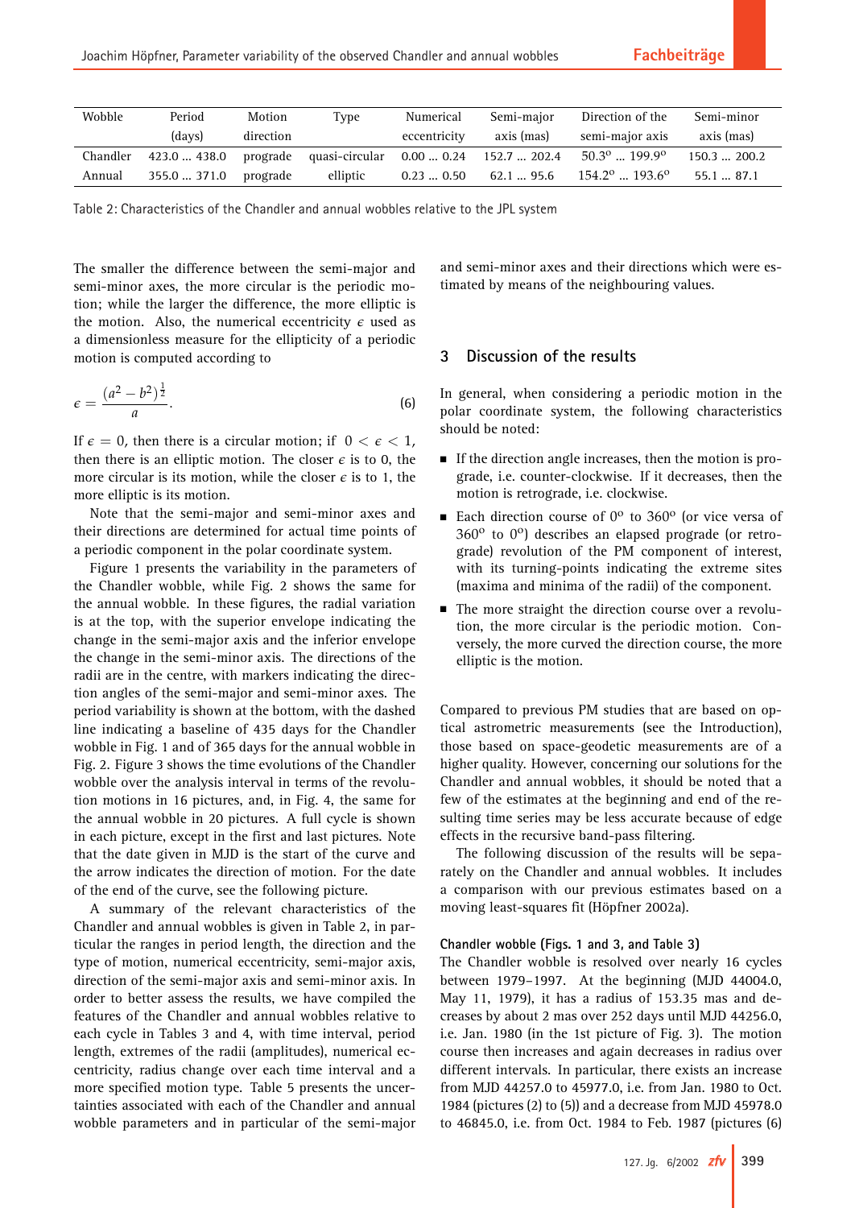| Wobble | Period (days) | Motion direction | Type | Numerical eccentricity | Semi-major axis (mas) | Direction of the semi-major axis | Semi-minor axis (mas) |
|---|---|---|---|---|---|---|---|
| Chandler | 423.0 ... 438.0 | prograde | quasi-circular | 0.00 ... 0.24 | 152.7 ... 202.4 | 50.3° ... 199.9° | 150.3 ... 200.2 |
| Annual | 355.0 ... 371.0 | prograde | elliptic | 0.23 ... 0.50 | 62.1 ... 95.6 | 154.2° ... 193.6° | 55.1 ... 87.1 |

Table 2: Characteristics of the Chandler and annual wobbles relative to the JPL system

The smaller the difference between the semi-major and semi-minor axes, the more circular is the periodic motion; while the larger the difference, the more elliptic is the motion. Also, the numerical eccentricity $\epsilon$ used as a dimensionless measure for the ellipticity of a periodic motion is computed according to

$$\epsilon = \frac{(a^2 - b^2)^{\frac{1}{2}}}{a}. \tag{6}$$

If $\epsilon = 0$, then there is a circular motion; if $0 < \epsilon < 1$, then there is an elliptic motion. The closer $\epsilon$ is to 0, the more circular is its motion, while the closer $\epsilon$ is to 1, the more elliptic is its motion.

Note that the semi-major and semi-minor axes and their directions are determined for actual time points of a periodic component in the polar coordinate system.

Figure 1 presents the variability in the parameters of the Chandler wobble, while Fig. 2 shows the same for the annual wobble. In these figures, the radial variation is at the top, with the superior envelope indicating the change in the semi-major axis and the inferior envelope the change in the semi-minor axis. The directions of the radii are in the centre, with markers indicating the direction angles of the semi-major and semi-minor axes. The period variability is shown at the bottom, with the dashed line indicating a baseline of 435 days for the Chandler wobble in Fig. 1 and of 365 days for the annual wobble in Fig. 2. Figure 3 shows the time evolutions of the Chandler wobble over the analysis interval in terms of the revolution motions in 16 pictures, and, in Fig. 4, the same for the annual wobble in 20 pictures. A full cycle is shown in each picture, except in the first and last pictures. Note that the date given in MJD is the start of the curve and the arrow indicates the direction of motion. For the date of the end of the curve, see the following picture.

A summary of the relevant characteristics of the Chandler and annual wobbles is given in Table 2, in particular the ranges in period length, the direction and the type of motion, numerical eccentricity, semi-major axis, direction of the semi-major axis and semi-minor axis. In order to better assess the results, we have compiled the features of the Chandler and annual wobbles relative to each cycle in Tables 3 and 4, with time interval, period length, extremes of the radii (amplitudes), numerical eccentricity, radius change over each time interval and a more specified motion type. Table 5 presents the uncertainties associated with each of the Chandler and annual wobble parameters and in particular of the semi-major and semi-minor axes and their directions which were estimated by means of the neighbouring values.

## 3 Discussion of the results

In general, when considering a periodic motion in the polar coordinate system, the following characteristics should be noted:

- If the direction angle increases, then the motion is prograde, i.e. counter-clockwise. If it decreases, then the motion is retrograde, i.e. clockwise.
- Each direction course of 0° to 360° (or vice versa of 360° to 0°) describes an elapsed prograde (or retrograde) revolution of the PM component of interest, with its turning-points indicating the extreme sites (maxima and minima of the radii) of the component.
- The more straight the direction course over a revolution, the more circular is the periodic motion. Conversely, the more curved the direction course, the more elliptic is the motion.

Compared to previous PM studies that are based on optical astrometric measurements (see the Introduction), those based on space-geodetic measurements are of a higher quality. However, concerning our solutions for the Chandler and annual wobbles, it should be noted that a few of the estimates at the beginning and end of the resulting time series may be less accurate because of edge effects in the recursive band-pass filtering.

The following discussion of the results will be separately on the Chandler and annual wobbles. It includes a comparison with our previous estimates based on a moving least-squares fit (Höpfner 2002a).

### Chandler wobble (Figs. 1 and 3, and Table 3)

The Chandler wobble is resolved over nearly 16 cycles between 1979–1997. At the beginning (MJD 44004.0, May 11, 1979), it has a radius of 153.35 mas and decreases by about 2 mas over 252 days until MJD 44256.0, i.e. Jan. 1980 (in the 1st picture of Fig. 3). The motion course then increases and again decreases in radius over different intervals. In particular, there exists an increase from MJD 44257.0 to 45977.0, i.e. from Jan. 1980 to Oct. 1984 (pictures (2) to (5)) and a decrease from MJD 45978.0 to 46845.0, i.e. from Oct. 1984 to Feb. 1987 (pictures (6)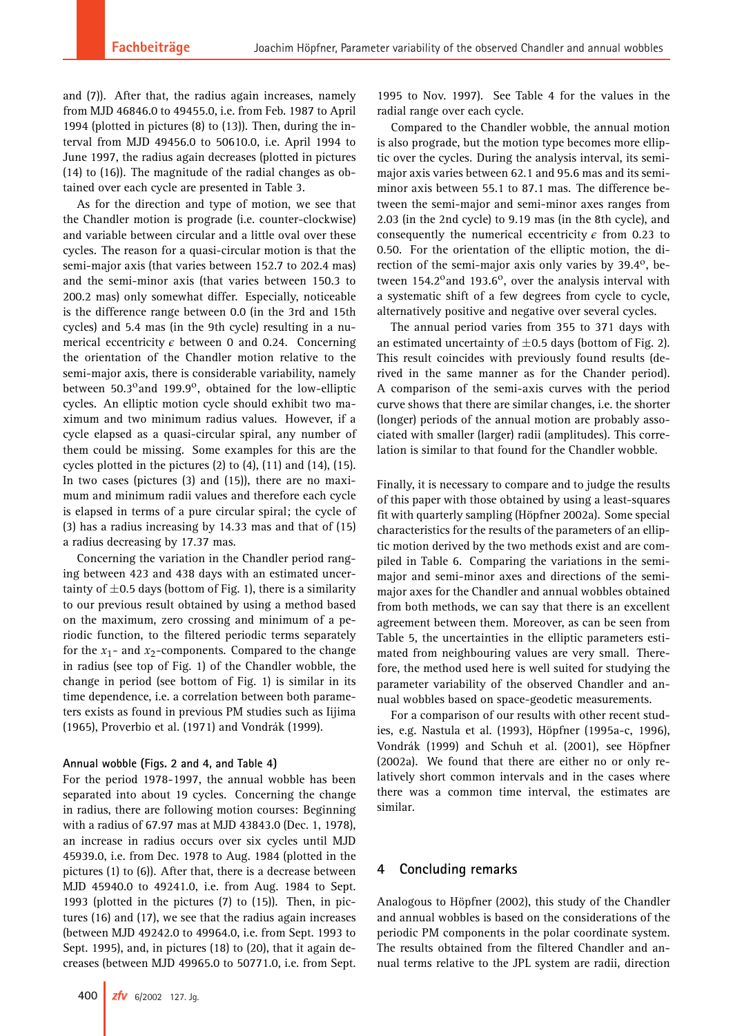and (7)). After that, the radius again increases, namely from MJD 46846.0 to 49455.0, i.e. from Feb. 1987 to April 1994 (plotted in pictures (8) to (13)). Then, during the interval from MJD 49456.0 to 50610.0, i.e. April 1994 to June 1997, the radius again decreases (plotted in pictures (14) to (16)). The magnitude of the radial changes as obtained over each cycle are presented in Table 3.

As for the direction and type of motion, we see that the Chandler motion is prograde (i.e. counter-clockwise) and variable between circular and a little oval over these cycles. The reason for a quasi-circular motion is that the semi-major axis (that varies between 152.7 to 202.4 mas) and the semi-minor axis (that varies between 150.3 to 200.2 mas) only somewhat differ. Especially, noticeable is the difference range between 0.0 (in the 3rd and 15th cycles) and 5.4 mas (in the 9th cycle) resulting in a numerical eccentricity $\epsilon$ between 0 and 0.24. Concerning the orientation of the Chandler motion relative to the semi-major axis, there is considerable variability, namely between 50.3°and 199.9°, obtained for the low-elliptic cycles. An elliptic motion cycle should exhibit two maximum and two minimum radius values. However, if a cycle elapsed as a quasi-circular spiral, any number of them could be missing. Some examples for this are the cycles plotted in the pictures (2) to (4), (11) and (14), (15). In two cases (pictures (3) and (15)), there are no maximum and minimum radii values and therefore each cycle is elapsed in terms of a pure circular spiral; the cycle of (3) has a radius increasing by 14.33 mas and that of (15) a radius decreasing by 17.37 mas.

Concerning the variation in the Chandler period ranging between 423 and 438 days with an estimated uncertainty of ±0.5 days (bottom of Fig. 1), there is a similarity to our previous result obtained by using a method based on the maximum, zero crossing and minimum of a periodic function, to the filtered periodic terms separately for the $x_1$- and $x_2$-components. Compared to the change in radius (see top of Fig. 1) of the Chandler wobble, the change in period (see bottom of Fig. 1) is similar in its time dependence, i.e. a correlation between both parameters exists as found in previous PM studies such as Iijima (1965), Proverbio et al. (1971) and Vondrák (1999).

#### Annual wobble (Figs. 2 and 4, and Table 4)

For the period 1978-1997, the annual wobble has been separated into about 19 cycles. Concerning the change in radius, there are following motion courses: Beginning with a radius of 67.97 mas at MJD 43843.0 (Dec. 1, 1978), an increase in radius occurs over six cycles until MJD 45939.0, i.e. from Dec. 1978 to Aug. 1984 (plotted in the pictures (1) to (6)). After that, there is a decrease between MJD 45940.0 to 49241.0, i.e. from Aug. 1984 to Sept. 1993 (plotted in the pictures (7) to (15)). Then, in pictures (16) and (17), we see that the radius again increases (between MJD 49242.0 to 49964.0, i.e. from Sept. 1993 to Sept. 1995), and, in pictures (18) to (20), that it again decreases (between MJD 49965.0 to 50771.0, i.e. from Sept. 1995 to Nov. 1997). See Table 4 for the values in the radial range over each cycle.

Compared to the Chandler wobble, the annual motion is also prograde, but the motion type becomes more elliptic over the cycles. During the analysis interval, its semi-major axis varies between 62.1 and 95.6 mas and its semi-minor axis between 55.1 to 87.1 mas. The difference between the semi-major and semi-minor axes ranges from 2.03 (in the 2nd cycle) to 9.19 mas (in the 8th cycle), and consequently the numerical eccentricity $\epsilon$ from 0.23 to 0.50. For the orientation of the elliptic motion, the direction of the semi-major axis only varies by 39.4°, between 154.2°and 193.6°, over the analysis interval with a systematic shift of a few degrees from cycle to cycle, alternatively positive and negative over several cycles.

The annual period varies from 355 to 371 days with an estimated uncertainty of ±0.5 days (bottom of Fig. 2). This result coincides with previously found results (derived in the same manner as for the Chander period). A comparison of the semi-axis curves with the period curve shows that there are similar changes, i.e. the shorter (longer) periods of the annual motion are probably associated with smaller (larger) radii (amplitudes). This correlation is similar to that found for the Chandler wobble.

Finally, it is necessary to compare and to judge the results of this paper with those obtained by using a least-squares fit with quarterly sampling (Höpfner 2002a). Some special characteristics for the results of the parameters of an elliptic motion derived by the two methods exist and are compiled in Table 6. Comparing the variations in the semi-major and semi-minor axes and directions of the semi-major axes for the Chandler and annual wobbles obtained from both methods, we can say that there is an excellent agreement between them. Moreover, as can be seen from Table 5, the uncertainties in the elliptic parameters estimated from neighbouring values are very small. Therefore, the method used here is well suited for studying the parameter variability of the observed Chandler and annual wobbles based on space-geodetic measurements.

For a comparison of our results with other recent studies, e.g. Nastula et al. (1993), Höpfner (1995a-c, 1996), Vondrák (1999) and Schuh et al. (2001), see Höpfner (2002a). We found that there are either no or only relatively short common intervals and in the cases where there was a common time interval, the estimates are similar.

## 4 Concluding remarks

Analogous to Höpfner (2002), this study of the Chandler and annual wobbles is based on the considerations of the periodic PM components in the polar coordinate system. The results obtained from the filtered Chandler and annual terms relative to the JPL system are radii, direction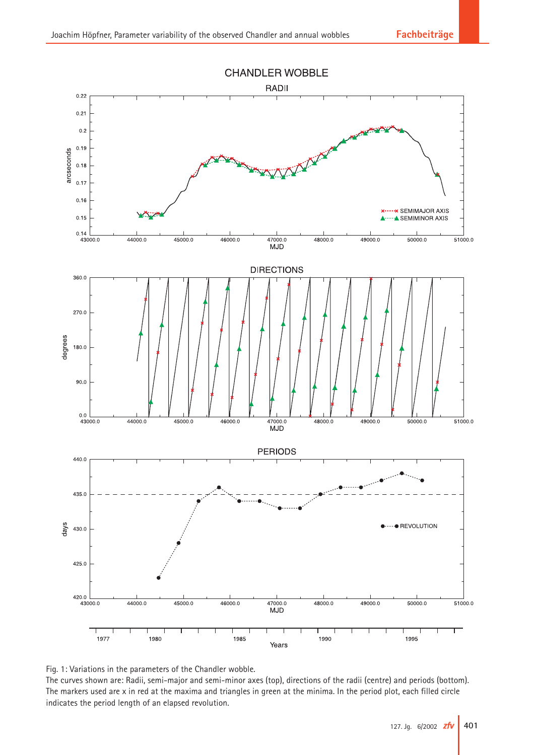Fig. 1: Variations in the parameters of the Chandler wobble.
The curves shown are: Radii, semi-major and semi-minor axes (top), directions of the radii (centre) and periods (bottom). The markers used are x in red at the maxima and triangles in green at the minima. In the period plot, each filled circle indicates the period length of an elapsed revolution.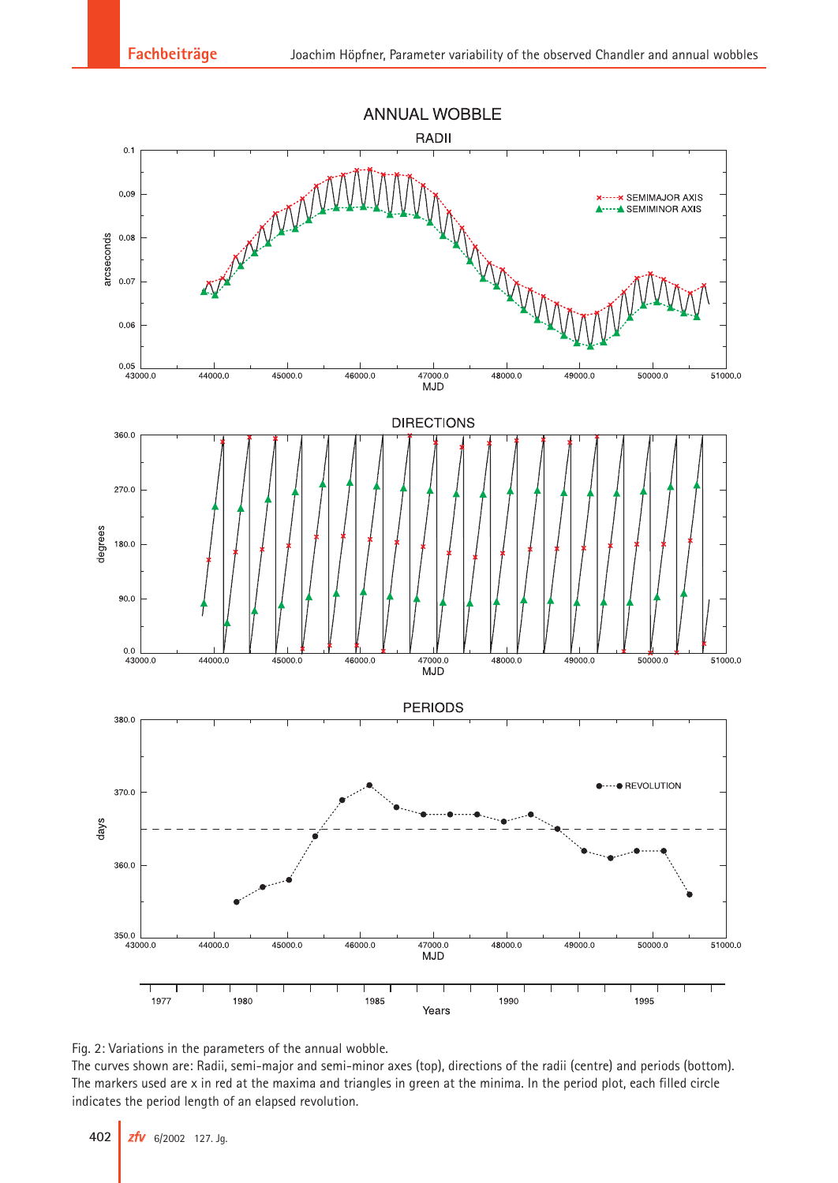Fig. 2: Variations in the parameters of the annual wobble.
The curves shown are: Radii, semi-major and semi-minor axes (top), directions of the radii (centre) and periods (bottom). The markers used are x in red at the maxima and triangles in green at the minima. In the period plot, each filled circle indicates the period length of an elapsed revolution.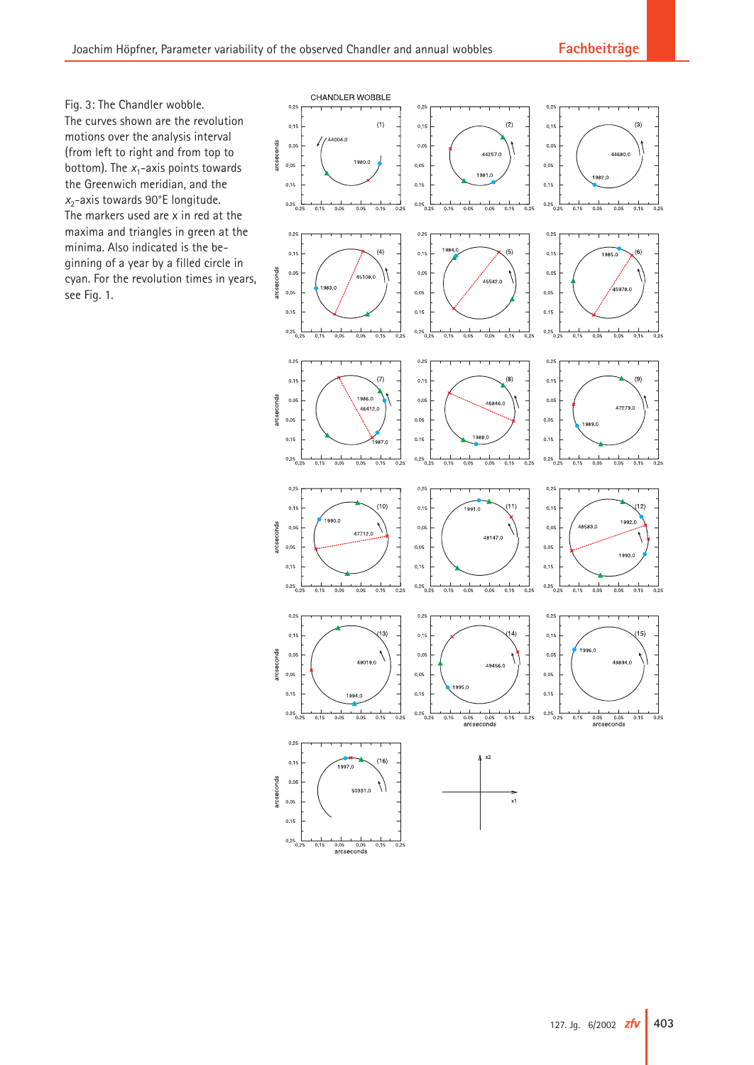Fig. 3: The Chandler wobble.
The curves shown are the revolution motions over the analysis interval (from left to right and from top to bottom). The $x_1$-axis points towards the Greenwich meridian, and the $x_2$-axis towards 90°E longitude.
The markers used are x in red at the maxima and triangles in green at the minima. Also indicated is the beginning of a year by a filled circle in cyan. For the revolution times in years, see Fig. 1.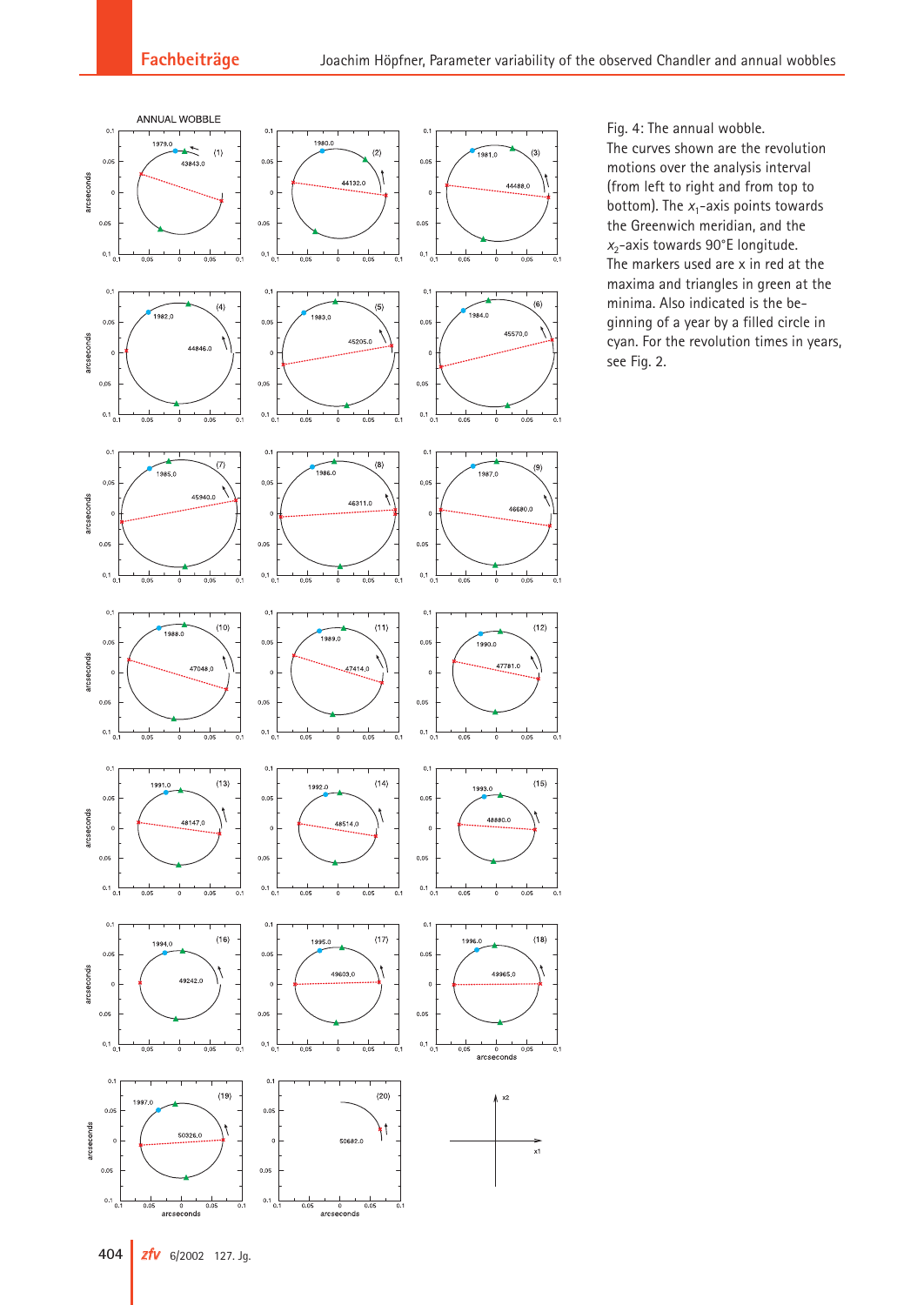Fig. 4: The annual wobble.
The curves shown are the revolution motions over the analysis interval (from left to right and from top to bottom). The $x_1$-axis points towards the Greenwich meridian, and the $x_2$-axis towards 90°E longitude.
The markers used are x in red at the maxima and triangles in green at the minima. Also indicated is the beginning of a year by a filled circle in cyan. For the revolution times in years, see Fig. 2.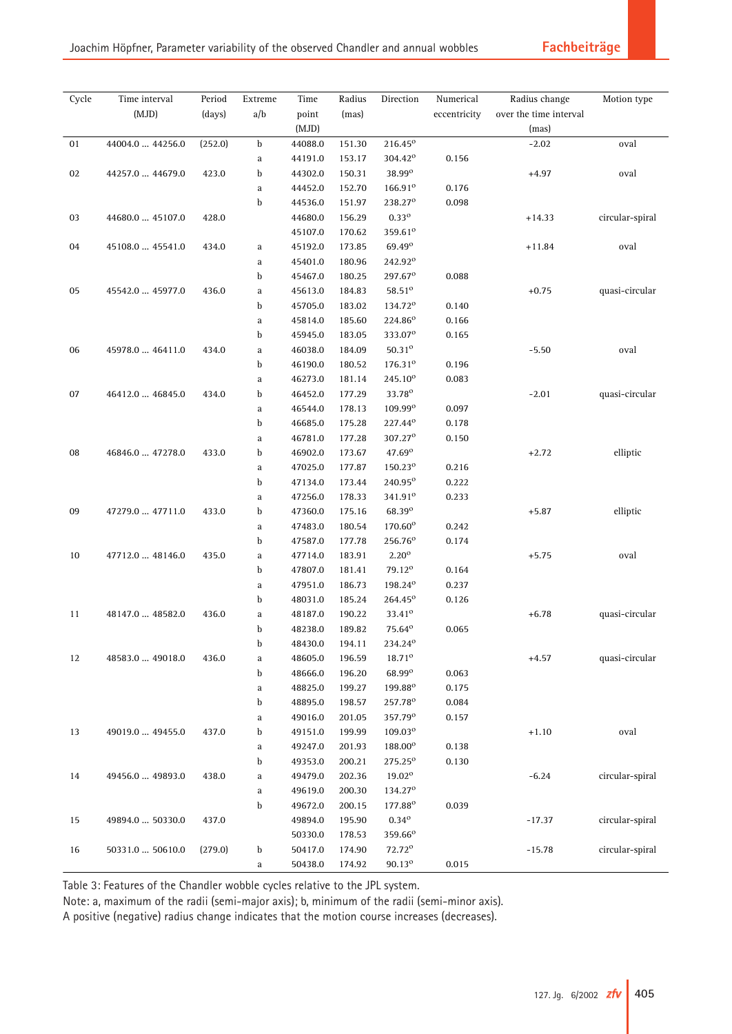| Cycle | Time interval (MJD) | Period (days) | Extreme a/b | Time point (MJD) | Radius (mas) | Direction | Numerical eccentricity | Radius change over the time interval (mas) | Motion type |
|---|---|---|---|---|---|---|---|---|---|
| 01 | 44004.0 ... 44256.0 | (252.0) | b | 44088.0 | 151.30 | 216.45° | | −2.02 | oval |
| | | | a | 44191.0 | 153.17 | 304.42° | 0.156 | | |
| 02 | 44257.0 ... 44679.0 | 423.0 | b | 44302.0 | 150.31 | 38.99° | | +4.97 | oval |
| | | | a | 44452.0 | 152.70 | 166.91° | 0.176 | | |
| | | | b | 44536.0 | 151.97 | 238.27° | 0.098 | | |
| 03 | 44680.0 ... 45107.0 | 428.0 | | 44680.0 | 156.29 | 0.33° | | +14.33 | circular-spiral |
| | | | | 45107.0 | 170.62 | 359.61° | | | |
| 04 | 45108.0 ... 45541.0 | 434.0 | a | 45192.0 | 173.85 | 69.49° | | +11.84 | oval |
| | | | a | 45401.0 | 180.96 | 242.92° | | | |
| | | | b | 45467.0 | 180.25 | 297.67° | 0.088 | | |
| 05 | 45542.0 ... 45977.0 | 436.0 | a | 45613.0 | 184.83 | 58.51° | | +0.75 | quasi-circular |
| | | | b | 45705.0 | 183.02 | 134.72° | 0.140 | | |
| | | | a | 45814.0 | 185.60 | 224.86° | 0.166 | | |
| | | | b | 45945.0 | 183.05 | 333.07° | 0.165 | | |
| 06 | 45978.0 ... 46411.0 | 434.0 | a | 46038.0 | 184.09 | 50.31° | | −5.50 | oval |
| | | | b | 46190.0 | 180.52 | 176.31° | 0.196 | | |
| | | | a | 46273.0 | 181.14 | 245.10° | 0.083 | | |
| 07 | 46412.0 ... 46845.0 | 434.0 | b | 46452.0 | 177.29 | 33.78° | | −2.01 | quasi-circular |
| | | | a | 46544.0 | 178.13 | 109.99° | 0.097 | | |
| | | | b | 46685.0 | 175.28 | 227.44° | 0.178 | | |
| | | | a | 46781.0 | 177.28 | 307.27° | 0.150 | | |
| 08 | 46846.0 ... 47278.0 | 433.0 | b | 46902.0 | 173.67 | 47.69° | | +2.72 | elliptic |
| | | | a | 47025.0 | 177.87 | 150.23° | 0.216 | | |
| | | | b | 47134.0 | 173.44 | 240.95° | 0.222 | | |
| | | | a | 47256.0 | 178.33 | 341.91° | 0.233 | | |
| 09 | 47279.0 ... 47711.0 | 433.0 | b | 47360.0 | 175.16 | 68.39° | | +5.87 | elliptic |
| | | | a | 47483.0 | 180.54 | 170.60° | 0.242 | | |
| | | | b | 47587.0 | 177.78 | 256.76° | 0.174 | | |
| 10 | 47712.0 ... 48146.0 | 435.0 | a | 47714.0 | 183.91 | 2.20° | | +5.75 | oval |
| | | | b | 47807.0 | 181.41 | 79.12° | 0.164 | | |
| | | | a | 47951.0 | 186.73 | 198.24° | 0.237 | | |
| | | | b | 48031.0 | 185.24 | 264.45° | 0.126 | | |
| 11 | 48147.0 ... 48582.0 | 436.0 | a | 48187.0 | 190.22 | 33.41° | | +6.78 | quasi-circular |
| | | | b | 48238.0 | 189.82 | 75.64° | 0.065 | | |
| | | | b | 48430.0 | 194.11 | 234.24° | | | |
| 12 | 48583.0 ... 49018.0 | 436.0 | a | 48605.0 | 196.59 | 18.71° | | +4.57 | quasi-circular |
| | | | b | 48666.0 | 196.20 | 68.99° | 0.063 | | |
| | | | a | 48825.0 | 199.27 | 199.88° | 0.175 | | |
| | | | b | 48895.0 | 198.57 | 257.78° | 0.084 | | |
| | | | a | 49016.0 | 201.05 | 357.79° | 0.157 | | |
| 13 | 49019.0 ... 49455.0 | 437.0 | b | 49151.0 | 199.99 | 109.03° | | +1.10 | oval |
| | | | a | 49247.0 | 201.93 | 188.00° | 0.138 | | |
| | | | b | 49353.0 | 200.21 | 275.25° | 0.130 | | |
| 14 | 49456.0 ... 49893.0 | 438.0 | a | 49479.0 | 202.36 | 19.02° | | −6.24 | circular-spiral |
| | | | a | 49619.0 | 200.30 | 134.27° | | | |
| | | | b | 49672.0 | 200.15 | 177.88° | 0.039 | | |
| 15 | 49894.0 ... 50330.0 | 437.0 | | 49894.0 | 195.90 | 0.34° | | −17.37 | circular-spiral |
| | | | | 50330.0 | 178.53 | 359.66° | | | |
| 16 | 50331.0 ... 50610.0 | (279.0) | b | 50417.0 | 174.90 | 72.72° | | −15.78 | circular-spiral |
| | | | a | 50438.0 | 174.92 | 90.13° | 0.015 | | |

Table 3: Features of the Chandler wobble cycles relative to the JPL system.
Note: a, maximum of the radii (semi-major axis); b, minimum of the radii (semi-minor axis).
A positive (negative) radius change indicates that the motion course increases (decreases).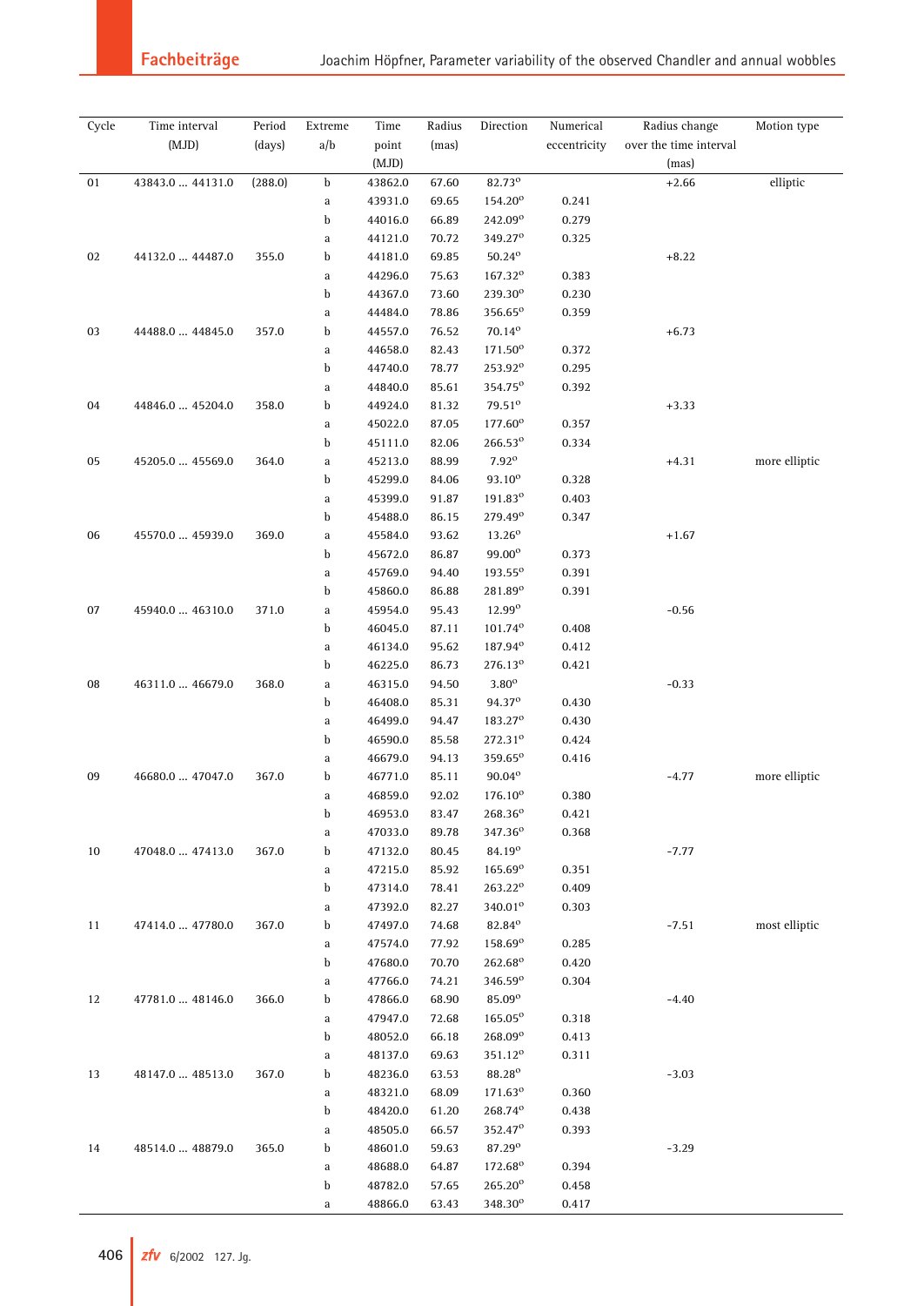| Cycle | Time interval (MJD) | Period (days) | Extreme a/b | Time point (MJD) | Radius (mas) | Direction | Numerical eccentricity | Radius change over the time interval (mas) | Motion type |
|---|---|---|---|---|---|---|---|---|---|
| 01 | 43843.0 ... 44131.0 | (288.0) | b | 43862.0 | 67.60 | 82.73° | | +2.66 | elliptic |
| | | | a | 43931.0 | 69.65 | 154.20° | 0.241 | | |
| | | | b | 44016.0 | 66.89 | 242.09° | 0.279 | | |
| | | | a | 44121.0 | 70.72 | 349.27° | 0.325 | | |
| 02 | 44132.0 ... 44487.0 | 355.0 | b | 44181.0 | 69.85 | 50.24° | | +8.22 | |
| | | | a | 44296.0 | 75.63 | 167.32° | 0.383 | | |
| | | | b | 44367.0 | 73.60 | 239.30° | 0.230 | | |
| | | | a | 44484.0 | 78.86 | 356.65° | 0.359 | | |
| 03 | 44488.0 ... 44845.0 | 357.0 | b | 44557.0 | 76.52 | 70.14° | | +6.73 | |
| | | | a | 44658.0 | 82.43 | 171.50° | 0.372 | | |
| | | | b | 44740.0 | 78.77 | 253.92° | 0.295 | | |
| | | | a | 44840.0 | 85.61 | 354.75° | 0.392 | | |
| 04 | 44846.0 ... 45204.0 | 358.0 | b | 44924.0 | 81.32 | 79.51° | | +3.33 | |
| | | | a | 45022.0 | 87.05 | 177.60° | 0.357 | | |
| | | | b | 45111.0 | 82.06 | 266.53° | 0.334 | | |
| 05 | 45205.0 ... 45569.0 | 364.0 | a | 45213.0 | 88.99 | 7.92° | | +4.31 | more elliptic |
| | | | b | 45299.0 | 84.06 | 93.10° | 0.328 | | |
| | | | a | 45399.0 | 91.87 | 191.83° | 0.403 | | |
| | | | b | 45488.0 | 86.15 | 279.49° | 0.347 | | |
| 06 | 45570.0 ... 45939.0 | 369.0 | a | 45584.0 | 93.62 | 13.26° | | +1.67 | |
| | | | b | 45672.0 | 86.87 | 99.00° | 0.373 | | |
| | | | a | 45769.0 | 94.40 | 193.55° | 0.391 | | |
| | | | b | 45860.0 | 86.88 | 281.89° | 0.391 | | |
| 07 | 45940.0 ... 46310.0 | 371.0 | a | 45954.0 | 95.43 | 12.99° | | −0.56 | |
| | | | b | 46045.0 | 87.11 | 101.74° | 0.408 | | |
| | | | a | 46134.0 | 95.62 | 187.94° | 0.412 | | |
| | | | b | 46225.0 | 86.73 | 276.13° | 0.421 | | |
| 08 | 46311.0 ... 46679.0 | 368.0 | a | 46315.0 | 94.50 | 3.80° | | −0.33 | |
| | | | b | 46408.0 | 85.31 | 94.37° | 0.430 | | |
| | | | a | 46499.0 | 94.47 | 183.27° | 0.430 | | |
| | | | b | 46590.0 | 85.58 | 272.31° | 0.424 | | |
| | | | a | 46679.0 | 94.13 | 359.65° | 0.416 | | |
| 09 | 46680.0 ... 47047.0 | 367.0 | b | 46771.0 | 85.11 | 90.04° | | −4.77 | more elliptic |
| | | | a | 46859.0 | 92.02 | 176.10° | 0.380 | | |
| | | | b | 46953.0 | 83.47 | 268.36° | 0.421 | | |
| | | | a | 47033.0 | 89.78 | 347.36° | 0.368 | | |
| 10 | 47048.0 ... 47413.0 | 367.0 | b | 47132.0 | 80.45 | 84.19° | | −7.77 | |
| | | | a | 47215.0 | 85.92 | 165.69° | 0.351 | | |
| | | | b | 47314.0 | 78.41 | 263.22° | 0.409 | | |
| | | | a | 47392.0 | 82.27 | 340.01° | 0.303 | | |
| 11 | 47414.0 ... 47780.0 | 367.0 | b | 47497.0 | 74.68 | 82.84° | | −7.51 | most elliptic |
| | | | a | 47574.0 | 77.92 | 158.69° | 0.285 | | |
| | | | b | 47680.0 | 70.70 | 262.68° | 0.420 | | |
| | | | a | 47766.0 | 74.21 | 346.59° | 0.304 | | |
| 12 | 47781.0 ... 48146.0 | 366.0 | b | 47866.0 | 68.90 | 85.09° | | −4.40 | |
| | | | a | 47947.0 | 72.68 | 165.05° | 0.318 | | |
| | | | b | 48052.0 | 66.18 | 268.09° | 0.413 | | |
| | | | a | 48137.0 | 69.63 | 351.12° | 0.311 | | |
| 13 | 48147.0 ... 48513.0 | 367.0 | b | 48236.0 | 63.53 | 88.28° | | −3.03 | |
| | | | a | 48321.0 | 68.09 | 171.63° | 0.360 | | |
| | | | b | 48420.0 | 61.20 | 268.74° | 0.438 | | |
| | | | a | 48505.0 | 66.57 | 352.47° | 0.393 | | |
| 14 | 48514.0 ... 48879.0 | 365.0 | b | 48601.0 | 59.63 | 87.29° | | −3.29 | |
| | | | a | 48688.0 | 64.87 | 172.68° | 0.394 | | |
| | | | b | 48782.0 | 57.65 | 265.20° | 0.458 | | |
| | | | a | 48866.0 | 63.43 | 348.30° | 0.417 | | |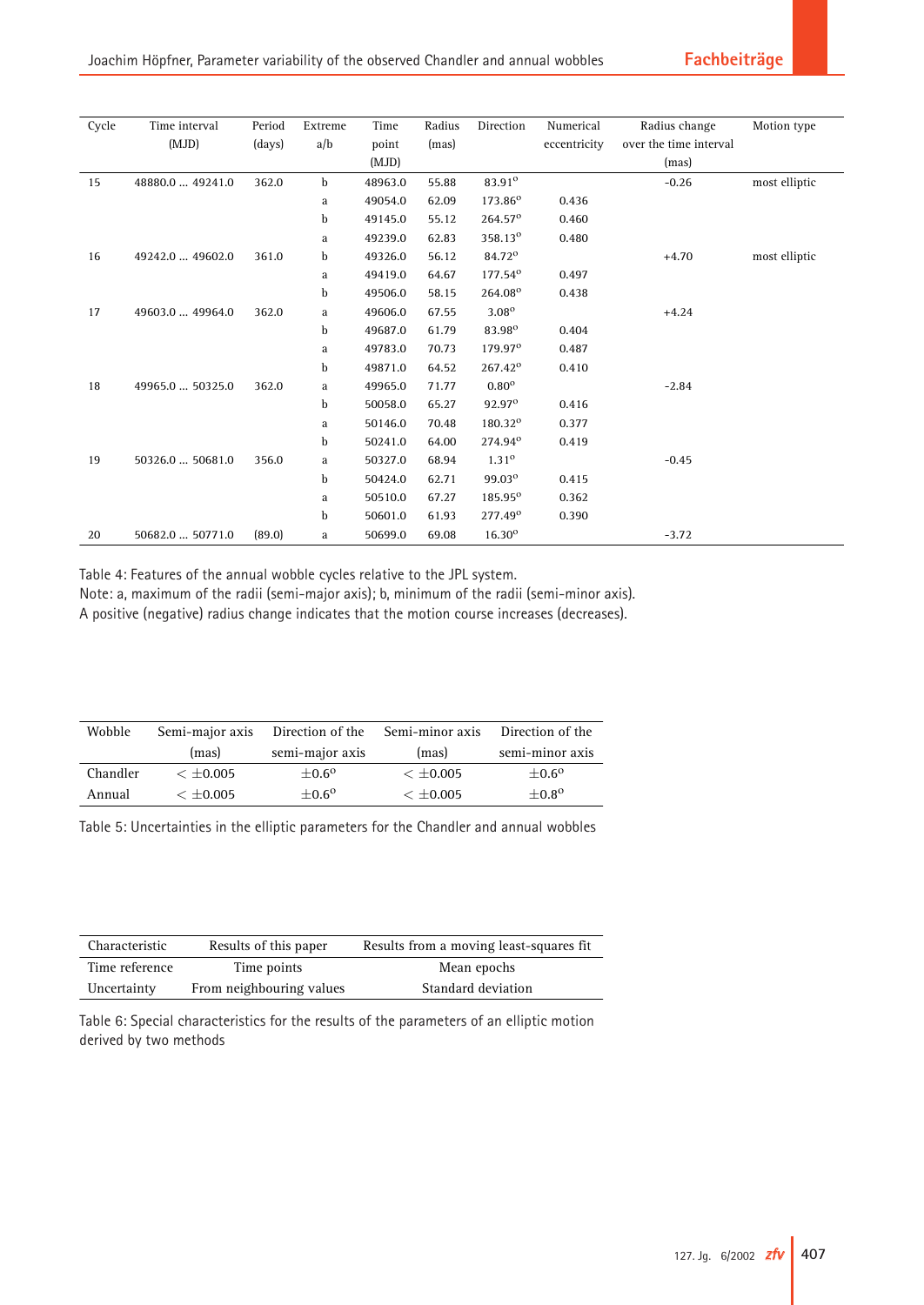| Cycle | Time interval (MJD) | Period (days) | Extreme a/b | Time point (MJD) | Radius (mas) | Direction | Numerical eccentricity | Radius change over the time interval (mas) | Motion type |
|---|---|---|---|---|---|---|---|---|---|
| 15 | 48880.0 ... 49241.0 | 362.0 | b | 48963.0 | 55.88 | 83.91° | | -0.26 | most elliptic |
| | | | a | 49054.0 | 62.09 | 173.86° | 0.436 | | |
| | | | b | 49145.0 | 55.12 | 264.57° | 0.460 | | |
| | | | a | 49239.0 | 62.83 | 358.13° | 0.480 | | |
| 16 | 49242.0 ... 49602.0 | 361.0 | b | 49326.0 | 56.12 | 84.72° | | +4.70 | most elliptic |
| | | | a | 49419.0 | 64.67 | 177.54° | 0.497 | | |
| | | | b | 49506.0 | 58.15 | 264.08° | 0.438 | | |
| 17 | 49603.0 ... 49964.0 | 362.0 | a | 49606.0 | 67.55 | 3.08° | | +4.24 | |
| | | | b | 49687.0 | 61.79 | 83.98° | 0.404 | | |
| | | | a | 49783.0 | 70.73 | 179.97° | 0.487 | | |
| | | | b | 49871.0 | 64.52 | 267.42° | 0.410 | | |
| 18 | 49965.0 ... 50325.0 | 362.0 | a | 49965.0 | 71.77 | 0.80° | | -2.84 | |
| | | | b | 50058.0 | 65.27 | 92.97° | 0.416 | | |
| | | | a | 50146.0 | 70.48 | 180.32° | 0.377 | | |
| | | | b | 50241.0 | 64.00 | 274.94° | 0.419 | | |
| 19 | 50326.0 ... 50681.0 | 356.0 | a | 50327.0 | 68.94 | 1.31° | | -0.45 | |
| | | | b | 50424.0 | 62.71 | 99.03° | 0.415 | | |
| | | | a | 50510.0 | 67.27 | 185.95° | 0.362 | | |
| | | | b | 50601.0 | 61.93 | 277.49° | 0.390 | | |
| 20 | 50682.0 ... 50771.0 | (89.0) | a | 50699.0 | 69.08 | 16.30° | | -3.72 | |

Table 4: Features of the annual wobble cycles relative to the JPL system.
Note: a, maximum of the radii (semi-major axis); b, minimum of the radii (semi-minor axis).
A positive (negative) radius change indicates that the motion course increases (decreases).

| Wobble | Semi-major axis (mas) | Direction of the semi-major axis | Semi-minor axis (mas) | Direction of the semi-minor axis |
|---|---|---|---|---|
| Chandler | $< \pm 0.005$ | $\pm 0.6^{o}$ | $< \pm 0.005$ | $\pm 0.6^{o}$ |
| Annual | $< \pm 0.005$ | $\pm 0.6^{o}$ | $< \pm 0.005$ | $\pm 0.8^{o}$ |

Table 5: Uncertainties in the elliptic parameters for the Chandler and annual wobbles

| Characteristic | Results of this paper | Results from a moving least-squares fit |
|---|---|---|
| Time reference | Time points | Mean epochs |
| Uncertainty | From neighbouring values | Standard deviation |

Table 6: Special characteristics for the results of the parameters of an elliptic motion derived by two methods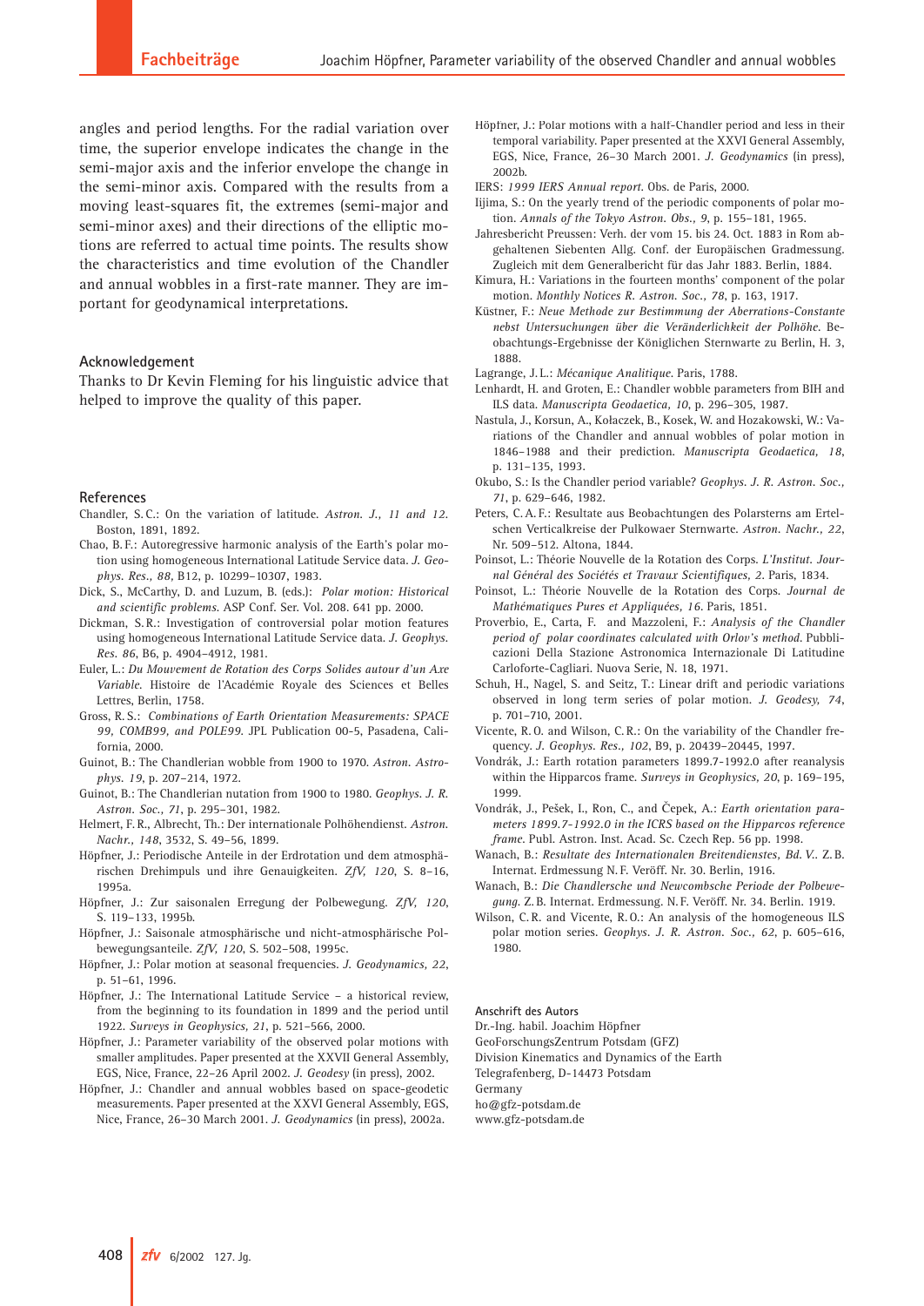angles and period lengths. For the radial variation over time, the superior envelope indicates the change in the semi-major axis and the inferior envelope the change in the semi-minor axis. Compared with the results from a moving least-squares fit, the extremes (semi-major and semi-minor axes) and their directions of the elliptic motions are referred to actual time points. The results show the characteristics and time evolution of the Chandler and annual wobbles in a first-rate manner. They are important for geodynamical interpretations.

### Acknowledgement

Thanks to Dr Kevin Fleming for his linguistic advice that helped to improve the quality of this paper.

### References

Chandler, S. C.: On the variation of latitude. *Astron. J., 11 and 12.* Boston, 1891, 1892.

Chao, B. F.: Autoregressive harmonic analysis of the Earth's polar motion using homogeneous International Latitude Service data. *J. Geophys. Res., 88,* B12, p. 10299–10307, 1983.

Dick, S., McCarthy, D. and Luzum, B. (eds.): *Polar motion: Historical and scientific problems.* ASP Conf. Ser. Vol. 208. 641 pp. 2000.

Dickman, S. R.: Investigation of controversial polar motion features using homogeneous International Latitude Service data. *J. Geophys. Res. 86*, B6, p. 4904–4912, 1981.

Euler, L.: *Du Mouvement de Rotation des Corps Solides autour d'un Axe Variable.* Histoire de l'Académie Royale des Sciences et Belles Lettres, Berlin, 1758.

Gross, R. S.: *Combinations of Earth Orientation Measurements: SPACE 99, COMB99, and POLE99.* JPL Publication 00-5, Pasadena, California, 2000.

Guinot, B.: The Chandlerian wobble from 1900 to 1970. *Astron. Astrophys. 19*, p. 207–214, 1972.

Guinot, B.: The Chandlerian nutation from 1900 to 1980. *Geophys. J. R. Astron. Soc., 71*, p. 295–301, 1982.

Helmert, F. R., Albrecht, Th.: Der internationale Polhöhendienst. *Astron. Nachr., 148*, 3532, S. 49–56, 1899.

Höpfner, J.: Periodische Anteile in der Erdrotation und dem atmosphärischen Drehimpuls und ihre Genauigkeiten. *ZfV, 120*, S. 8–16, 1995a.

Höpfner, J.: Zur saisonalen Erregung der Polbewegung. *ZfV, 120*, S. 119–133, 1995b.

Höpfner, J.: Saisonale atmosphärische und nicht-atmosphärische Polbewegungsanteile. *ZfV, 120*, S. 502–508, 1995c.

Höpfner, J.: Polar motion at seasonal frequencies. *J. Geodynamics, 22*, p. 51–61, 1996.

Höpfner, J.: The International Latitude Service – a historical review, from the beginning to its foundation in 1899 and the period until 1922. *Surveys in Geophysics, 21*, p. 521–566, 2000.

Höpfner, J.: Parameter variability of the observed polar motions with smaller amplitudes. Paper presented at the XXVII General Assembly, EGS, Nice, France, 22–26 April 2002. *J. Geodesy* (in press), 2002.

Höpfner, J.: Chandler and annual wobbles based on space-geodetic measurements. Paper presented at the XXVI General Assembly, EGS, Nice, France, 26–30 March 2001. *J. Geodynamics* (in press), 2002a.

Höpfner, J.: Polar motions with a half-Chandler period and less in their temporal variability. Paper presented at the XXVI General Assembly, EGS, Nice, France, 26–30 March 2001. *J. Geodynamics* (in press), 2002b.

IERS: *1999 IERS Annual report.* Obs. de Paris, 2000.

Iijima, S.: On the yearly trend of the periodic components of polar motion. *Annals of the Tokyo Astron. Obs., 9*, p. 155–181, 1965.

Jahresbericht Preussen: Verh. der vom 15. bis 24. Oct. 1883 in Rom abgehaltenen Siebenten Allg. Conf. der Europäischen Gradmessung. Zugleich mit dem Generalbericht für das Jahr 1883. Berlin, 1884.

Kimura, H.: Variations in the fourteen months' component of the polar motion. *Monthly Notices R. Astron. Soc., 78*, p. 163, 1917.

Küstner, F.: *Neue Methode zur Bestimmung der Aberrations-Constante nebst Untersuchungen über die Veränderlichkeit der Polhöhe.* Beobachtungs-Ergebnisse der Königlichen Sternwarte zu Berlin, H. 3, 1888.

Lagrange, J. L.: *Mécanique Analitique.* Paris, 1788.

Lenhardt, H. and Groten, E.: Chandler wobble parameters from BIH and ILS data. *Manuscripta Geodaetica, 10*, p. 296–305, 1987.

Nastula, J., Korsun, A., Kołaczek, B., Kosek, W. and Hozakowski, W.: Variations of the Chandler and annual wobbles of polar motion in 1846–1988 and their prediction. *Manuscripta Geodaetica, 18*, p. 131–135, 1993.

Okubo, S.: Is the Chandler period variable? *Geophys. J. R. Astron. Soc., 71*, p. 629–646, 1982.

Peters, C. A. F.: Resultate aus Beobachtungen des Polarsterns am Ertelschen Verticalkreise der Pulkowaer Sternwarte. *Astron. Nachr., 22*, Nr. 509–512. Altona, 1844.

Poinsot, L.: Théorie Nouvelle de la Rotation des Corps. *L'Institut. Journal Général des Sociétés et Travaux Scientifiques, 2*. Paris, 1834.

Poinsot, L.: Théorie Nouvelle de la Rotation des Corps. *Journal de Mathématiques Pures et Appliquées, 16*. Paris, 1851.

Proverbio, E., Carta, F. and Mazzoleni, F.: *Analysis of the Chandler period of polar coordinates calculated with Orlov's method.* Pubblicazioni Della Stazione Astronomica Internazionale Di Latitudine Carloforte-Cagliari. Nuova Serie, N. 18, 1971.

Schuh, H., Nagel, S. and Seitz, T.: Linear drift and periodic variations observed in long term series of polar motion. *J. Geodesy, 74*, p. 701–710, 2001.

Vicente, R. O. and Wilson, C. R.: On the variability of the Chandler frequency. *J. Geophys. Res., 102*, B9, p. 20439–20445, 1997.

Vondrák, J.: Earth rotation parameters 1899.7-1992.0 after reanalysis within the Hipparcos frame. *Surveys in Geophysics, 20*, p. 169–195, 1999.

Vondrák, J., Pešek, I., Ron, C., and Čepek, A.: *Earth orientation parameters 1899.7-1992.0 in the ICRS based on the Hipparcos reference frame.* Publ. Astron. Inst. Acad. Sc. Czech Rep. 56 pp. 1998.

Wanach, B.: *Resultate des Internationalen Breitendienstes, Bd. V.*. Z. B. Internat. Erdmessung N. F. Veröff. Nr. 30. Berlin, 1916.

Wanach, B.: *Die Chandlersche und Newcombsche Periode der Polbewegung.* Z. B. Internat. Erdmessung. N. F. Veröff. Nr. 34. Berlin. 1919.

Wilson, C. R. and Vicente, R. O.: An analysis of the homogeneous ILS polar motion series. *Geophys. J. R. Astron. Soc., 62*, p. 605–616, 1980.

### Anschrift des Autors

Dr.-Ing. habil. Joachim Höpfner
GeoForschungsZentrum Potsdam (GFZ)
Division Kinematics and Dynamics of the Earth
Telegrafenberg, D-14473 Potsdam
Germany
ho@gfz-potsdam.de
www.gfz-potsdam.de